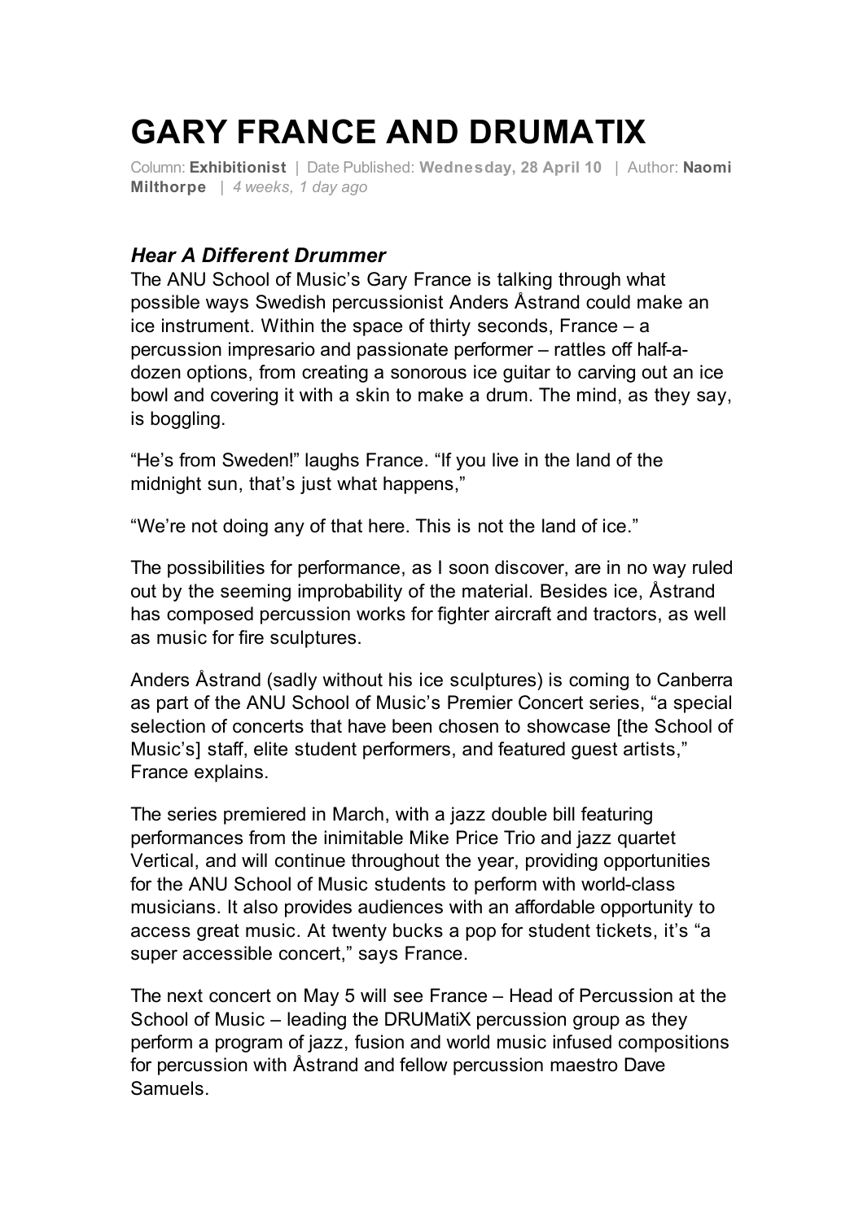# GARY FRANCE AND DRUMATIX

Column: **Exhibitionist** | Date Published: **Wednesday, 28 April 10** | Author: **Naomi Milthorpe** | *4 weeks, 1 day ago*

### *Hear A Different Drummer*

The ANU School of Music's Gary France is talking through what possible ways Swedish percussionist Anders Åstrand could make an ice instrument. Within the space of thirty seconds, France – a percussion impresario and passionate performer – rattles off half-a-dozen options, from creating a sonorous ice guitar to carving out an ice bowl and covering it with a skin to make a drum. The mind, as they say, is boggling.

"He's from Sweden!" laughs France. "If you live in the land of the midnight sun, that's just what happens,"

"We're not doing any of that here. This is not the land of ice."

The possibilities for performance, as I soon discover, are in no way ruled out by the seeming improbability of the material. Besides ice, Åstrand has composed percussion works for fighter aircraft and tractors, as well as music for fire sculptures.

Anders Åstrand (sadly without his ice sculptures) is coming to Canberra as part of the ANU School of Music's Premier Concert series, "a special selection of concerts that have been chosen to showcase [the School of Music's] staff, elite student performers, and featured guest artists," France explains.

The series premiered in March, with a jazz double bill featuring performances from the inimitable Mike Price Trio and jazz quartet Vertical, and will continue throughout the year, providing opportunities for the ANU School of Music students to perform with world-class musicians. It also provides audiences with an affordable opportunity to access great music. At twenty bucks a pop for student tickets, it's "a super accessible concert," says France.

The next concert on May 5 will see France – Head of Percussion at the School of Music – leading the DRUMatiX percussion group as they perform a program of jazz, fusion and world music infused compositions for percussion with Åstrand and fellow percussion maestro Dave Samuels.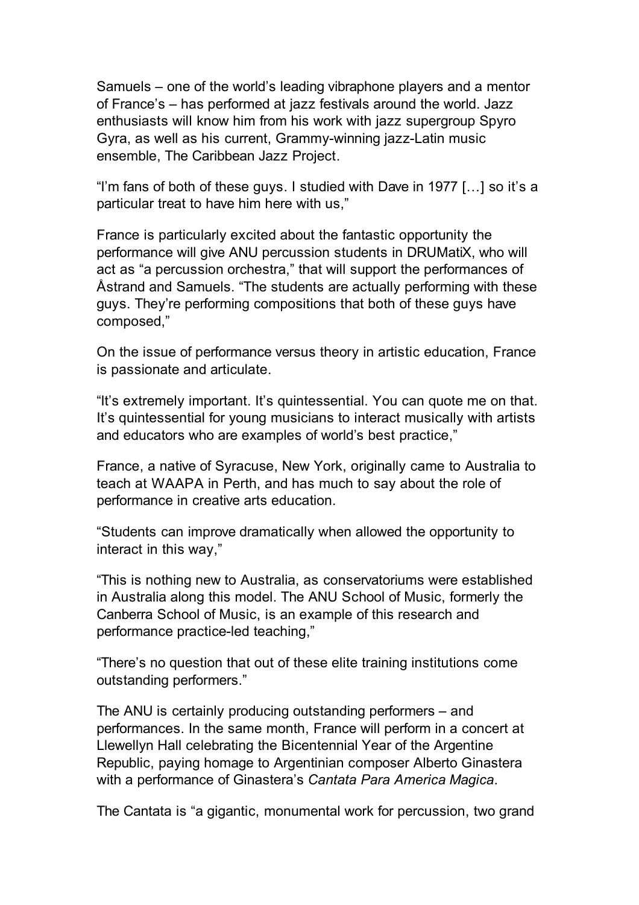Samuels – one of the world's leading vibraphone players and a mentor of France's – has performed at jazz festivals around the world. Jazz enthusiasts will know him from his work with jazz supergroup Spyro Gyra, as well as his current, Grammy-winning jazz-Latin music ensemble, The Caribbean Jazz Project.

"I'm fans of both of these guys. I studied with Dave in 1977 […] so it's a particular treat to have him here with us,"

France is particularly excited about the fantastic opportunity the performance will give ANU percussion students in DRUMatiX, who will act as "a percussion orchestra," that will support the performances of Åstrand and Samuels. "The students are actually performing with these guys. They're performing compositions that both of these guys have composed,"

On the issue of performance versus theory in artistic education, France is passionate and articulate.

"It's extremely important. It's quintessential. You can quote me on that. It's quintessential for young musicians to interact musically with artists and educators who are examples of world's best practice,"

France, a native of Syracuse, New York, originally came to Australia to teach at WAAPA in Perth, and has much to say about the role of performance in creative arts education.

"Students can improve dramatically when allowed the opportunity to interact in this way,"

"This is nothing new to Australia, as conservatoriums were established in Australia along this model. The ANU School of Music, formerly the Canberra School of Music, is an example of this research and performance practice-led teaching,"

"There's no question that out of these elite training institutions come outstanding performers."

The ANU is certainly producing outstanding performers – and performances. In the same month, France will perform in a concert at Llewellyn Hall celebrating the Bicentennial Year of the Argentine Republic, paying homage to Argentinian composer Alberto Ginastera with a performance of Ginastera's *Cantata Para America Magica*.

The Cantata is "a gigantic, monumental work for percussion, two grand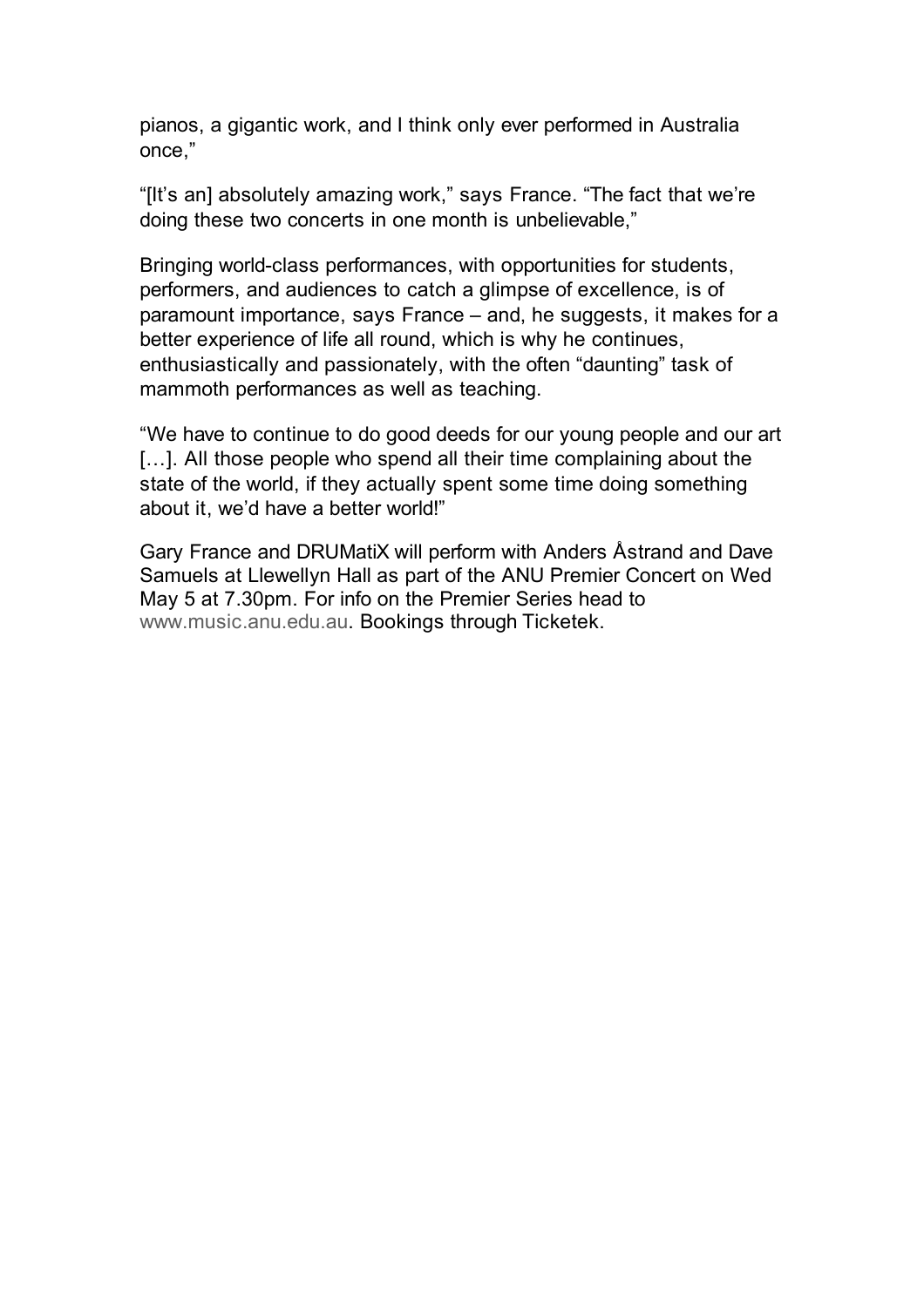pianos, a gigantic work, and I think only ever performed in Australia once,"

"[It's an] absolutely amazing work," says France. "The fact that we're doing these two concerts in one month is unbelievable,"

Bringing world-class performances, with opportunities for students, performers, and audiences to catch a glimpse of excellence, is of paramount importance, says France – and, he suggests, it makes for a better experience of life all round, which is why he continues, enthusiastically and passionately, with the often "daunting" task of mammoth performances as well as teaching.

"We have to continue to do good deeds for our young people and our art […]. All those people who spend all their time complaining about the state of the world, if they actually spent some time doing something about it, we'd have a better world!"

Gary France and DRUMatiX will perform with Anders Åstrand and Dave Samuels at Llewellyn Hall as part of the ANU Premier Concert on Wed May 5 at 7.30pm. For info on the Premier Series head to www.music.anu.edu.au. Bookings through Ticketek.